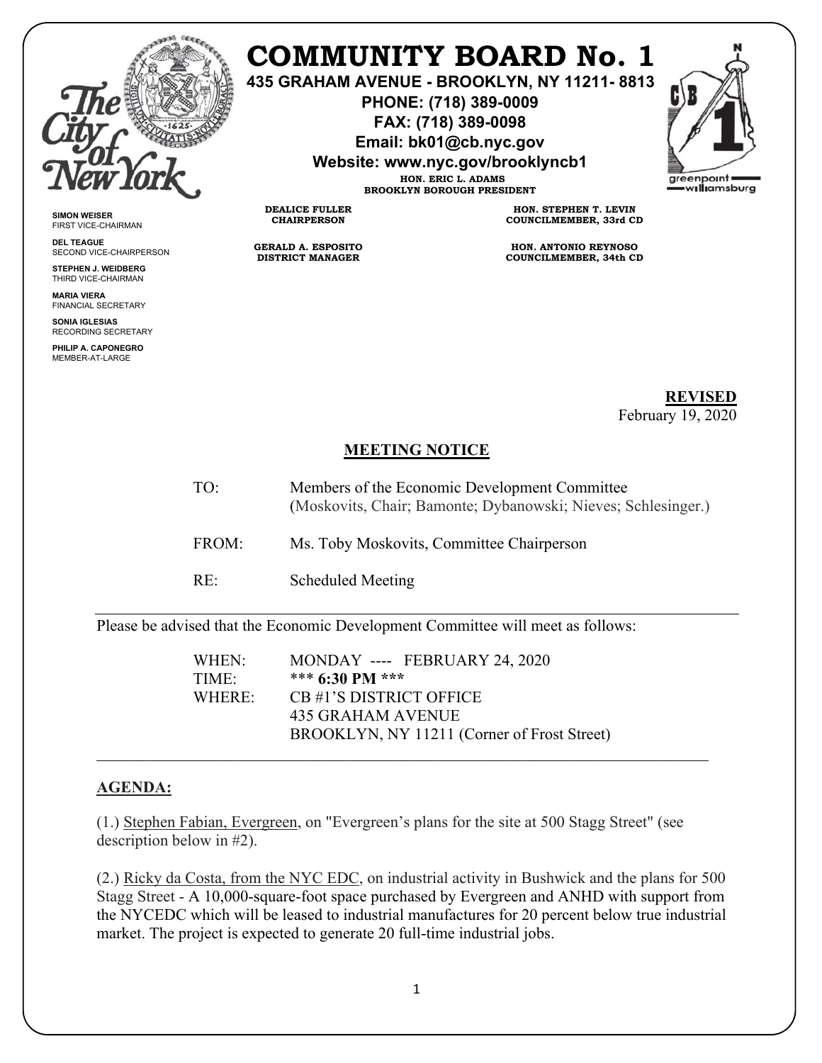# COMMUNITY BOARD No. 1

**435 GRAHAM AVENUE - BROOKLYN, NY 11211- 8813**

**PHONE: (718) 389-0009**

**FAX: (718) 389-0098**

**Email: bk01@cb.nyc.gov**

**Website: www.nyc.gov/brooklyncb1**

**HON. ERIC L. ADAMS**
**BROOKLYN BOROUGH PRESIDENT**

**DEALICE FULLER**
**CHAIRPERSON**

**GERALD A. ESPOSITO**
**DISTRICT MANAGER**

**HON. STEPHEN T. LEVIN**
**COUNCILMEMBER, 33rd CD**

**HON. ANTONIO REYNOSO**
**COUNCILMEMBER, 34th CD**

**SIMON WEISER**
FIRST VICE-CHAIRMAN

**DEL TEAGUE**
SECOND VICE-CHAIRPERSON

**STEPHEN J. WEIDBERG**
THIRD VICE-CHAIRMAN

**MARIA VIERA**
FINANCIAL SECRETARY

**SONIA IGLESIAS**
RECORDING SECRETARY

**PHILIP A. CAPONEGRO**
MEMBER-AT-LARGE

**REVISED**
February 19, 2020

## MEETING NOTICE

TO: Members of the Economic Development Committee
(Moskovits, Chair; Bamonte; Dybanowski; Nieves; Schlesinger.)

FROM: Ms. Toby Moskovits, Committee Chairperson

RE: Scheduled Meeting

---

Please be advised that the Economic Development Committee will meet as follows:

WHEN: MONDAY ---- FEBRUARY 24, 2020
TIME: *** **6:30 PM** ***
WHERE: CB #1'S DISTRICT OFFICE
435 GRAHAM AVENUE
BROOKLYN, NY 11211 (Corner of Frost Street)

---

## AGENDA:

(1.) Stephen Fabian, Evergreen, on "Evergreen's plans for the site at 500 Stagg Street" (see description below in #2).

(2.) Ricky da Costa, from the NYC EDC, on industrial activity in Bushwick and the plans for 500 Stagg Street - A 10,000-square-foot space purchased by Evergreen and ANHD with support from the NYCEDC which will be leased to industrial manufactures for 20 percent below true industrial market. The project is expected to generate 20 full-time industrial jobs.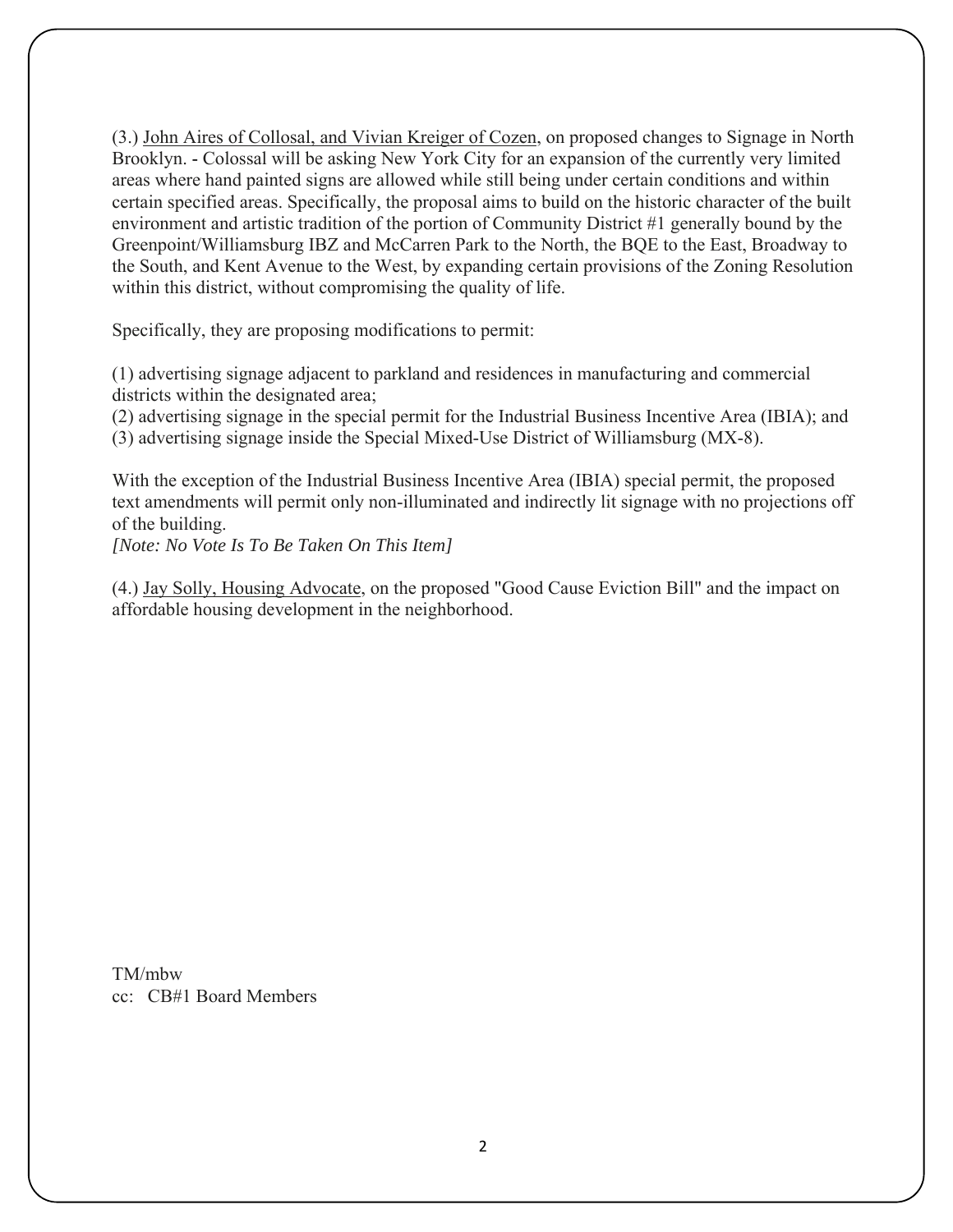(3.) John Aires of Collosal, and Vivian Kreiger of Cozen, on proposed changes to Signage in North Brooklyn. - Colossal will be asking New York City for an expansion of the currently very limited areas where hand painted signs are allowed while still being under certain conditions and within certain specified areas. Specifically, the proposal aims to build on the historic character of the built environment and artistic tradition of the portion of Community District #1 generally bound by the Greenpoint/Williamsburg IBZ and McCarren Park to the North, the BQE to the East, Broadway to the South, and Kent Avenue to the West, by expanding certain provisions of the Zoning Resolution within this district, without compromising the quality of life.

Specifically, they are proposing modifications to permit:

(1) advertising signage adjacent to parkland and residences in manufacturing and commercial districts within the designated area;
(2) advertising signage in the special permit for the Industrial Business Incentive Area (IBIA); and
(3) advertising signage inside the Special Mixed-Use District of Williamsburg (MX-8).

With the exception of the Industrial Business Incentive Area (IBIA) special permit, the proposed text amendments will permit only non-illuminated and indirectly lit signage with no projections off of the building.
*[Note: No Vote Is To Be Taken On This Item]*

(4.) Jay Solly, Housing Advocate, on the proposed "Good Cause Eviction Bill" and the impact on affordable housing development in the neighborhood.

TM/mbw
cc: CB#1 Board Members